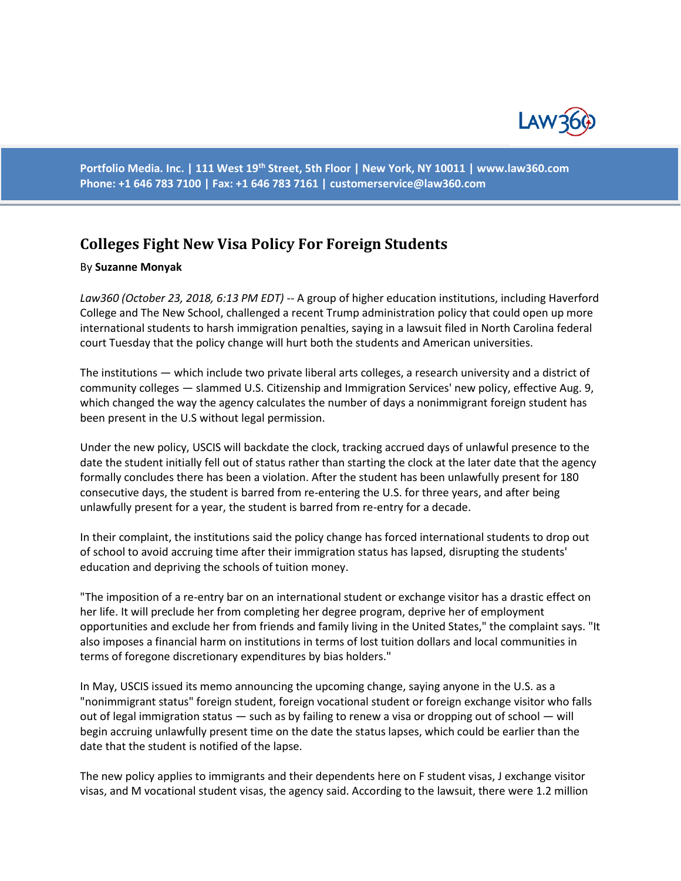# Colleges Fight New Visa Policy For Foreign Students

By **Suzanne Monyak**

*Law360 (October 23, 2018, 6:13 PM EDT)* -- A group of higher education institutions, including Haverford College and The New School, challenged a recent Trump administration policy that could open up more international students to harsh immigration penalties, saying in a lawsuit filed in North Carolina federal court Tuesday that the policy change will hurt both the students and American universities.

The institutions — which include two private liberal arts colleges, a research university and a district of community colleges — slammed U.S. Citizenship and Immigration Services' new policy, effective Aug. 9, which changed the way the agency calculates the number of days a nonimmigrant foreign student has been present in the U.S without legal permission.

Under the new policy, USCIS will backdate the clock, tracking accrued days of unlawful presence to the date the student initially fell out of status rather than starting the clock at the later date that the agency formally concludes there has been a violation. After the student has been unlawfully present for 180 consecutive days, the student is barred from re-entering the U.S. for three years, and after being unlawfully present for a year, the student is barred from re-entry for a decade.

In their complaint, the institutions said the policy change has forced international students to drop out of school to avoid accruing time after their immigration status has lapsed, disrupting the students' education and depriving the schools of tuition money.

"The imposition of a re-entry bar on an international student or exchange visitor has a drastic effect on her life. It will preclude her from completing her degree program, deprive her of employment opportunities and exclude her from friends and family living in the United States," the complaint says. "It also imposes a financial harm on institutions in terms of lost tuition dollars and local communities in terms of foregone discretionary expenditures by bias holders."

In May, USCIS issued its memo announcing the upcoming change, saying anyone in the U.S. as a "nonimmigrant status" foreign student, foreign vocational student or foreign exchange visitor who falls out of legal immigration status — such as by failing to renew a visa or dropping out of school — will begin accruing unlawfully present time on the date the status lapses, which could be earlier than the date that the student is notified of the lapse.

The new policy applies to immigrants and their dependents here on F student visas, J exchange visitor visas, and M vocational student visas, the agency said. According to the lawsuit, there were 1.2 million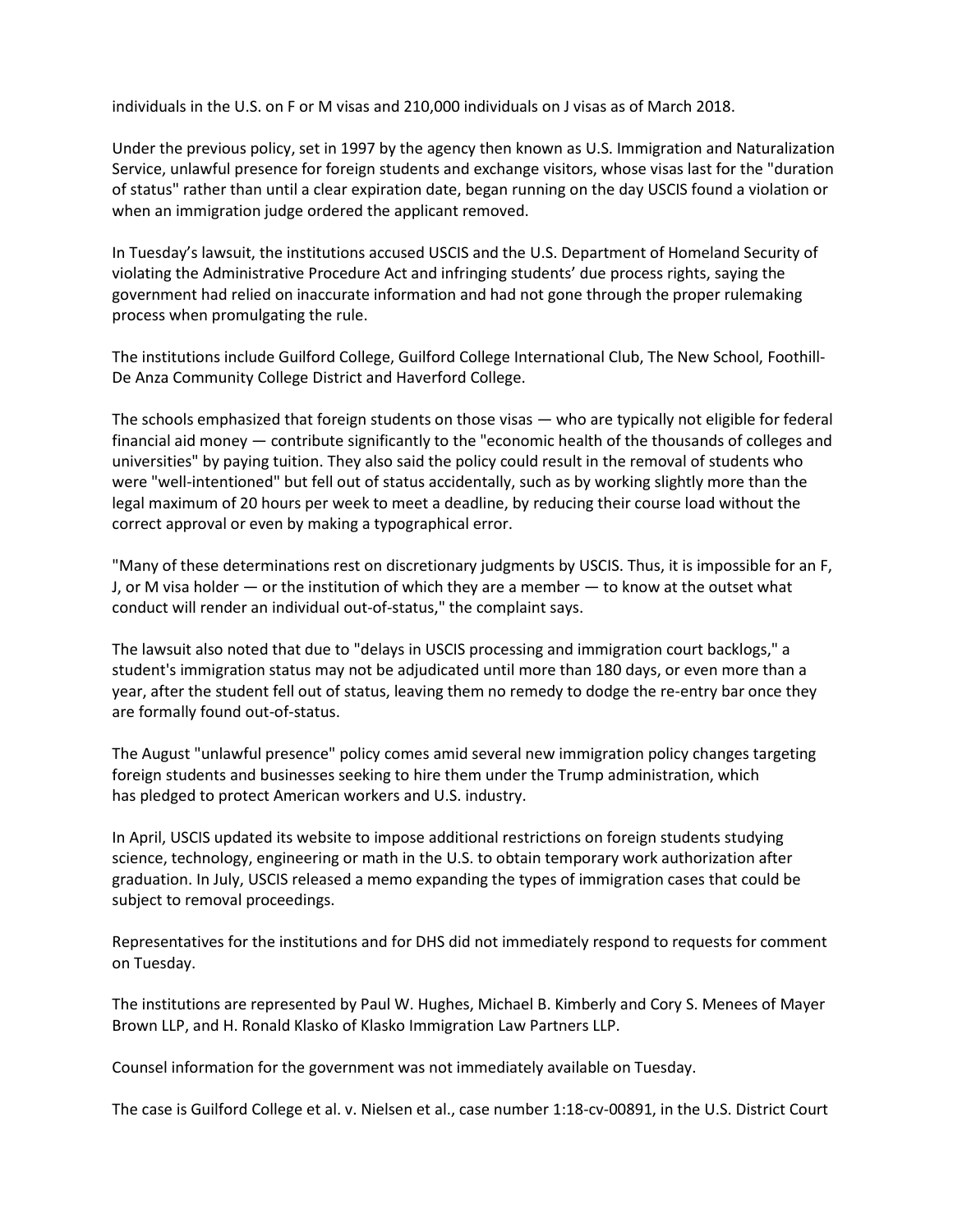individuals in the U.S. on F or M visas and 210,000 individuals on J visas as of March 2018.

Under the previous policy, set in 1997 by the agency then known as U.S. Immigration and Naturalization Service, unlawful presence for foreign students and exchange visitors, whose visas last for the "duration of status" rather than until a clear expiration date, began running on the day USCIS found a violation or when an immigration judge ordered the applicant removed.

In Tuesday's lawsuit, the institutions accused USCIS and the U.S. Department of Homeland Security of violating the Administrative Procedure Act and infringing students' due process rights, saying the government had relied on inaccurate information and had not gone through the proper rulemaking process when promulgating the rule.

The institutions include Guilford College, Guilford College International Club, The New School, Foothill-De Anza Community College District and Haverford College.

The schools emphasized that foreign students on those visas — who are typically not eligible for federal financial aid money — contribute significantly to the "economic health of the thousands of colleges and universities" by paying tuition. They also said the policy could result in the removal of students who were "well-intentioned" but fell out of status accidentally, such as by working slightly more than the legal maximum of 20 hours per week to meet a deadline, by reducing their course load without the correct approval or even by making a typographical error.

"Many of these determinations rest on discretionary judgments by USCIS. Thus, it is impossible for an F, J, or M visa holder — or the institution of which they are a member — to know at the outset what conduct will render an individual out-of-status," the complaint says.

The lawsuit also noted that due to "delays in USCIS processing and immigration court backlogs," a student's immigration status may not be adjudicated until more than 180 days, or even more than a year, after the student fell out of status, leaving them no remedy to dodge the re-entry bar once they are formally found out-of-status.

The August "unlawful presence" policy comes amid several new immigration policy changes targeting foreign students and businesses seeking to hire them under the Trump administration, which has pledged to protect American workers and U.S. industry.

In April, USCIS updated its website to impose additional restrictions on foreign students studying science, technology, engineering or math in the U.S. to obtain temporary work authorization after graduation. In July, USCIS released a memo expanding the types of immigration cases that could be subject to removal proceedings.

Representatives for the institutions and for DHS did not immediately respond to requests for comment on Tuesday.

The institutions are represented by Paul W. Hughes, Michael B. Kimberly and Cory S. Menees of Mayer Brown LLP, and H. Ronald Klasko of Klasko Immigration Law Partners LLP.

Counsel information for the government was not immediately available on Tuesday.

The case is Guilford College et al. v. Nielsen et al., case number 1:18-cv-00891, in the U.S. District Court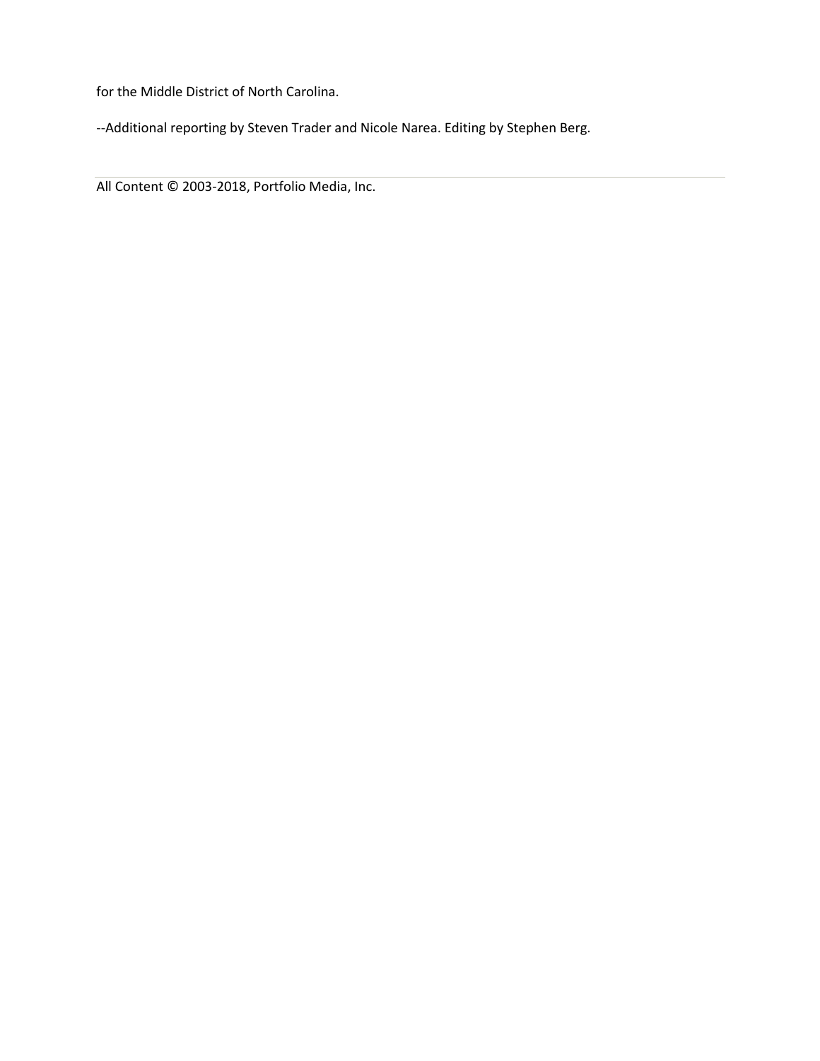for the Middle District of North Carolina.

--Additional reporting by Steven Trader and Nicole Narea. Editing by Stephen Berg.

---

All Content © 2003-2018, Portfolio Media, Inc.